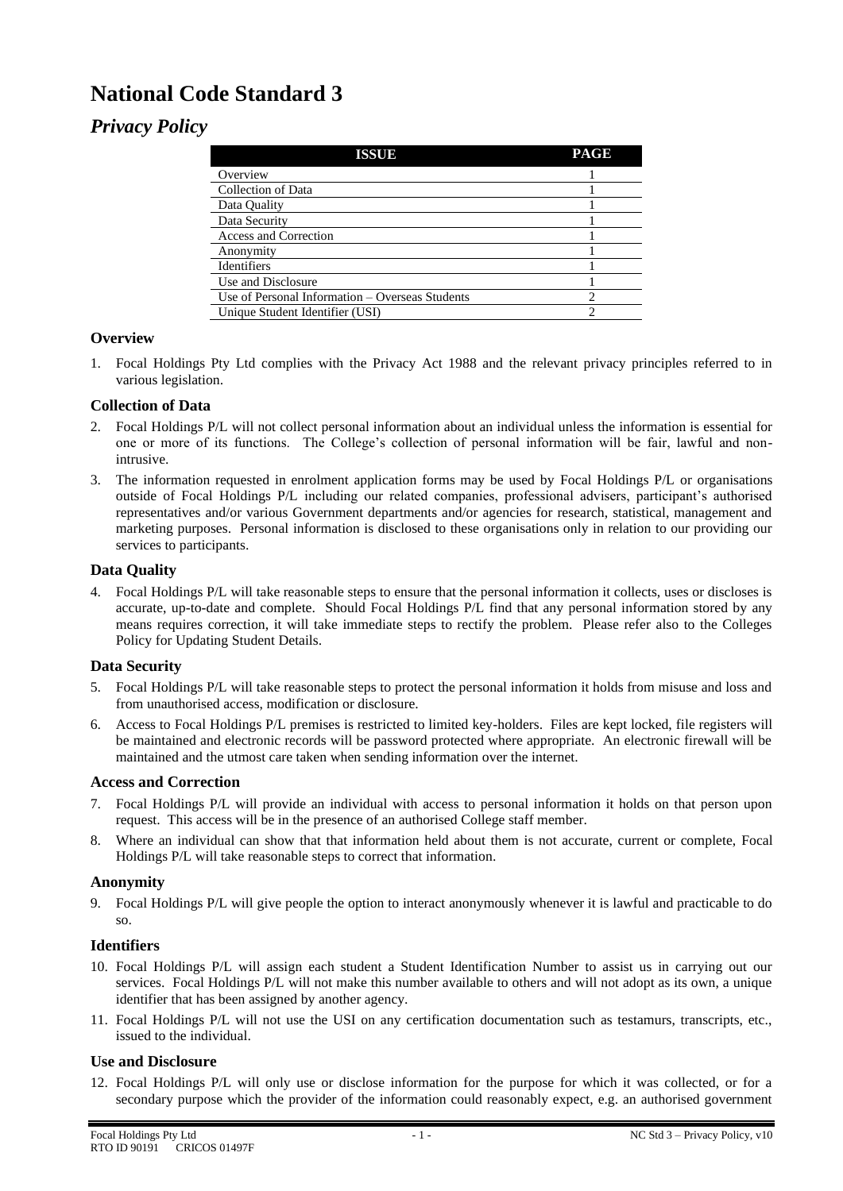# National Code Standard 3

## *Privacy Policy*

| ISSUE | PAGE |
|---|---|
| Overview | 1 |
| Collection of Data | 1 |
| Data Quality | 1 |
| Data Security | 1 |
| Access and Correction | 1 |
| Anonymity | 1 |
| Identifiers | 1 |
| Use and Disclosure | 1 |
| Use of Personal Information – Overseas Students | 2 |
| Unique Student Identifier (USI) | 2 |

### Overview

1. Focal Holdings Pty Ltd complies with the Privacy Act 1988 and the relevant privacy principles referred to in various legislation.

### Collection of Data

2. Focal Holdings P/L will not collect personal information about an individual unless the information is essential for one or more of its functions. The College's collection of personal information will be fair, lawful and non-intrusive.
3. The information requested in enrolment application forms may be used by Focal Holdings P/L or organisations outside of Focal Holdings P/L including our related companies, professional advisers, participant's authorised representatives and/or various Government departments and/or agencies for research, statistical, management and marketing purposes. Personal information is disclosed to these organisations only in relation to our providing our services to participants.

### Data Quality

4. Focal Holdings P/L will take reasonable steps to ensure that the personal information it collects, uses or discloses is accurate, up-to-date and complete. Should Focal Holdings P/L find that any personal information stored by any means requires correction, it will take immediate steps to rectify the problem. Please refer also to the Colleges Policy for Updating Student Details.

### Data Security

5. Focal Holdings P/L will take reasonable steps to protect the personal information it holds from misuse and loss and from unauthorised access, modification or disclosure.
6. Access to Focal Holdings P/L premises is restricted to limited key-holders. Files are kept locked, file registers will be maintained and electronic records will be password protected where appropriate. An electronic firewall will be maintained and the utmost care taken when sending information over the internet.

### Access and Correction

7. Focal Holdings P/L will provide an individual with access to personal information it holds on that person upon request. This access will be in the presence of an authorised College staff member.
8. Where an individual can show that that information held about them is not accurate, current or complete, Focal Holdings P/L will take reasonable steps to correct that information.

### Anonymity

9. Focal Holdings P/L will give people the option to interact anonymously whenever it is lawful and practicable to do so.

### Identifiers

10. Focal Holdings P/L will assign each student a Student Identification Number to assist us in carrying out our services. Focal Holdings P/L will not make this number available to others and will not adopt as its own, a unique identifier that has been assigned by another agency.
11. Focal Holdings P/L will not use the USI on any certification documentation such as testamurs, transcripts, etc., issued to the individual.

### Use and Disclosure

12. Focal Holdings P/L will only use or disclose information for the purpose for which it was collected, or for a secondary purpose which the provider of the information could reasonably expect, e.g. an authorised government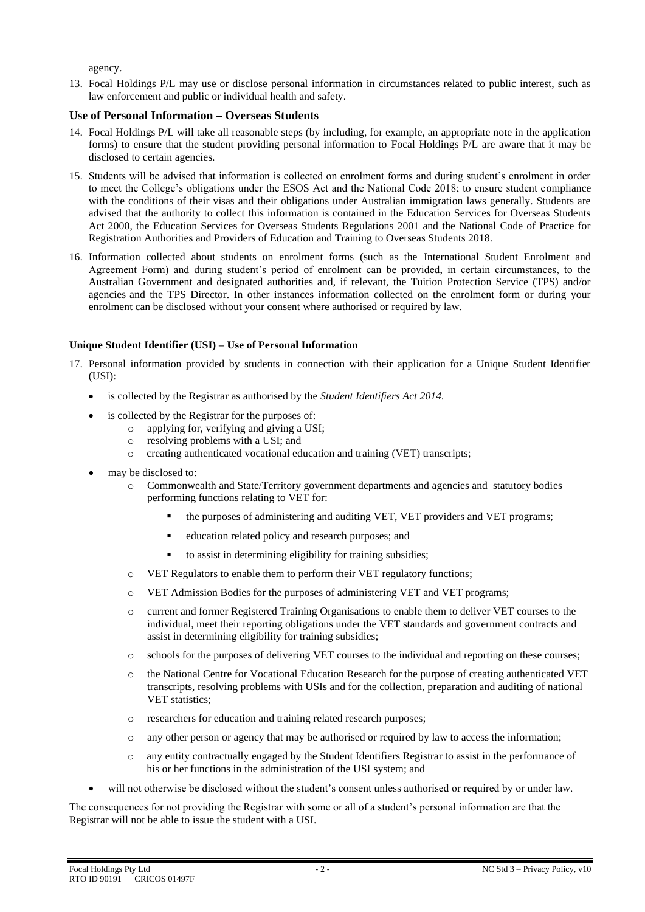agency.

13. Focal Holdings P/L may use or disclose personal information in circumstances related to public interest, such as law enforcement and public or individual health and safety.

## Use of Personal Information – Overseas Students

14. Focal Holdings P/L will take all reasonable steps (by including, for example, an appropriate note in the application forms) to ensure that the student providing personal information to Focal Holdings P/L are aware that it may be disclosed to certain agencies.

15. Students will be advised that information is collected on enrolment forms and during student's enrolment in order to meet the College's obligations under the ESOS Act and the National Code 2018; to ensure student compliance with the conditions of their visas and their obligations under Australian immigration laws generally. Students are advised that the authority to collect this information is contained in the Education Services for Overseas Students Act 2000, the Education Services for Overseas Students Regulations 2001 and the National Code of Practice for Registration Authorities and Providers of Education and Training to Overseas Students 2018.

16. Information collected about students on enrolment forms (such as the International Student Enrolment and Agreement Form) and during student's period of enrolment can be provided, in certain circumstances, to the Australian Government and designated authorities and, if relevant, the Tuition Protection Service (TPS) and/or agencies and the TPS Director. In other instances information collected on the enrolment form or during your enrolment can be disclosed without your consent where authorised or required by law.

### Unique Student Identifier (USI) – Use of Personal Information

17. Personal information provided by students in connection with their application for a Unique Student Identifier (USI):
    - is collected by the Registrar as authorised by the *Student Identifiers Act 2014.*
    - is collected by the Registrar for the purposes of:
        - applying for, verifying and giving a USI;
        - resolving problems with a USI; and
        - creating authenticated vocational education and training (VET) transcripts;
    - may be disclosed to:
        - Commonwealth and State/Territory government departments and agencies and statutory bodies performing functions relating to VET for:
            - the purposes of administering and auditing VET, VET providers and VET programs;
            - education related policy and research purposes; and
            - to assist in determining eligibility for training subsidies;
        - VET Regulators to enable them to perform their VET regulatory functions;
        - VET Admission Bodies for the purposes of administering VET and VET programs;
        - current and former Registered Training Organisations to enable them to deliver VET courses to the individual, meet their reporting obligations under the VET standards and government contracts and assist in determining eligibility for training subsidies;
        - schools for the purposes of delivering VET courses to the individual and reporting on these courses;
        - the National Centre for Vocational Education Research for the purpose of creating authenticated VET transcripts, resolving problems with USIs and for the collection, preparation and auditing of national VET statistics;
        - researchers for education and training related research purposes;
        - any other person or agency that may be authorised or required by law to access the information;
        - any entity contractually engaged by the Student Identifiers Registrar to assist in the performance of his or her functions in the administration of the USI system; and
    - will not otherwise be disclosed without the student's consent unless authorised or required by or under law.

The consequences for not providing the Registrar with some or all of a student's personal information are that the Registrar will not be able to issue the student with a USI.